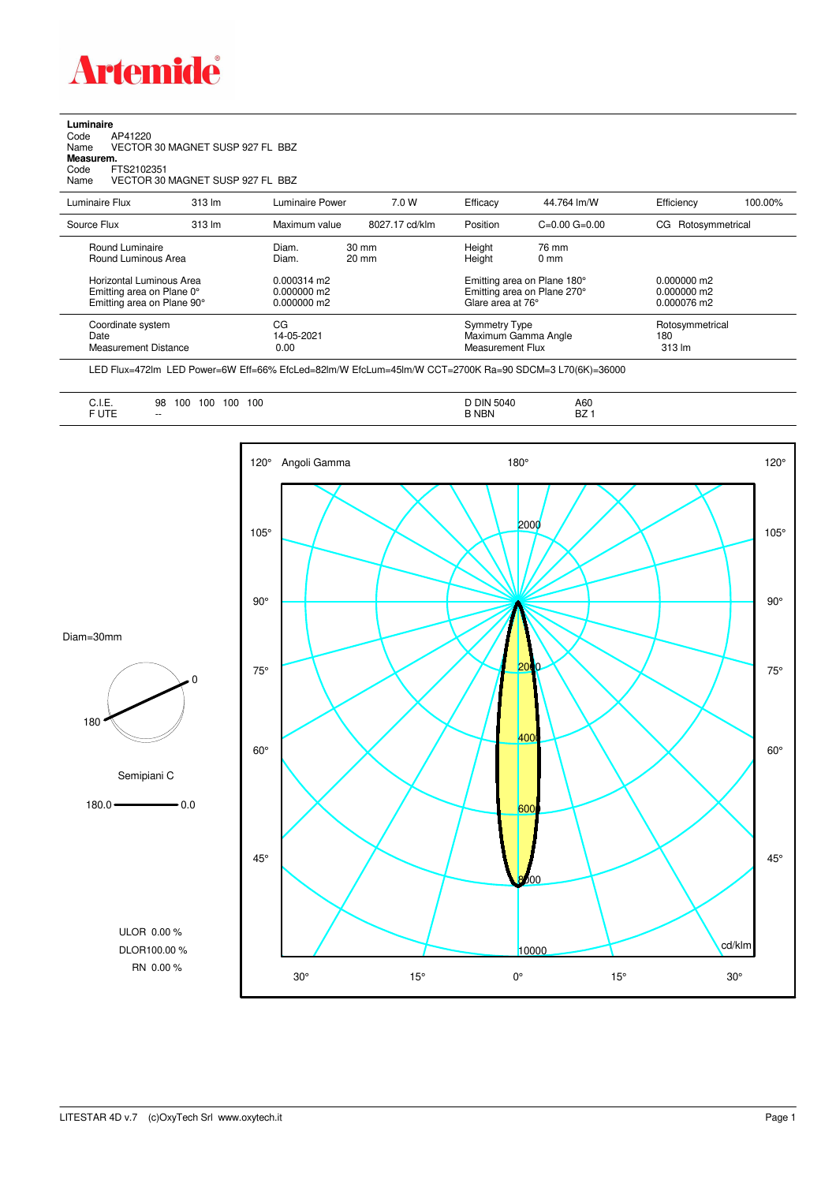# Artemide

**Luminaire**

Code AP41220

Name VECTOR 30 MAGNET SUSP 927 FL BBZ

**Measurem.**

Code FTS2102351

Name VECTOR 30 MAGNET SUSP 927 FL BBZ

| Luminaire Flux | 313 lm | Luminaire Power | 7.0 W | Efficacy | 44.764 lm/W | Efficiency | 100.00% |
|---|---|---|---|---|---|---|---|
| Source Flux | 313 lm | Maximum value | 8027.17 cd/klm | Position | C=0.00 G=0.00 | CG | Rotosymmetrical |

| | | | | |
|---|---|---|---|---|
| Round Luminaire | Diam. 30 mm | Height 76 mm | | |
| Round Luminous Area | Diam. 20 mm | Height 0 mm | | |
| Horizontal Luminous Area | 0.000314 m2 | Emitting area on Plane 180° | 0.000000 m2 | |
| Emitting area on Plane 0° | 0.000000 m2 | Emitting area on Plane 270° | 0.000000 m2 | |
| Emitting area on Plane 90° | 0.000000 m2 | Glare area at 76° | 0.000076 m2 | |
| Coordinate system | CG | Symmetry Type | Rotosymmetrical | |
| Date | 14-05-2021 | Maximum Gamma Angle | 180 | |
| Measurement Distance | 0.00 | Measurement Flux | 313 lm | |

LED Flux=472lm LED Power=6W Eff=66% EfcLed=82lm/W EfcLum=45lm/W CCT=2700K Ra=90 SDCM=3 L70(6K)=36000

| | | | |
|---|---|---|---|
| C.I.E. | 98 100 100 100 100 | D DIN 5040 | A60 |
| F UTE | -- | B NBN | BZ 1 |

Diam=30mm

Semipiani C

180.0 — 0.0

ULOR 0.00 %

DLOR 100.00 %

RN 0.00 %

Angoli Gamma

cd/klm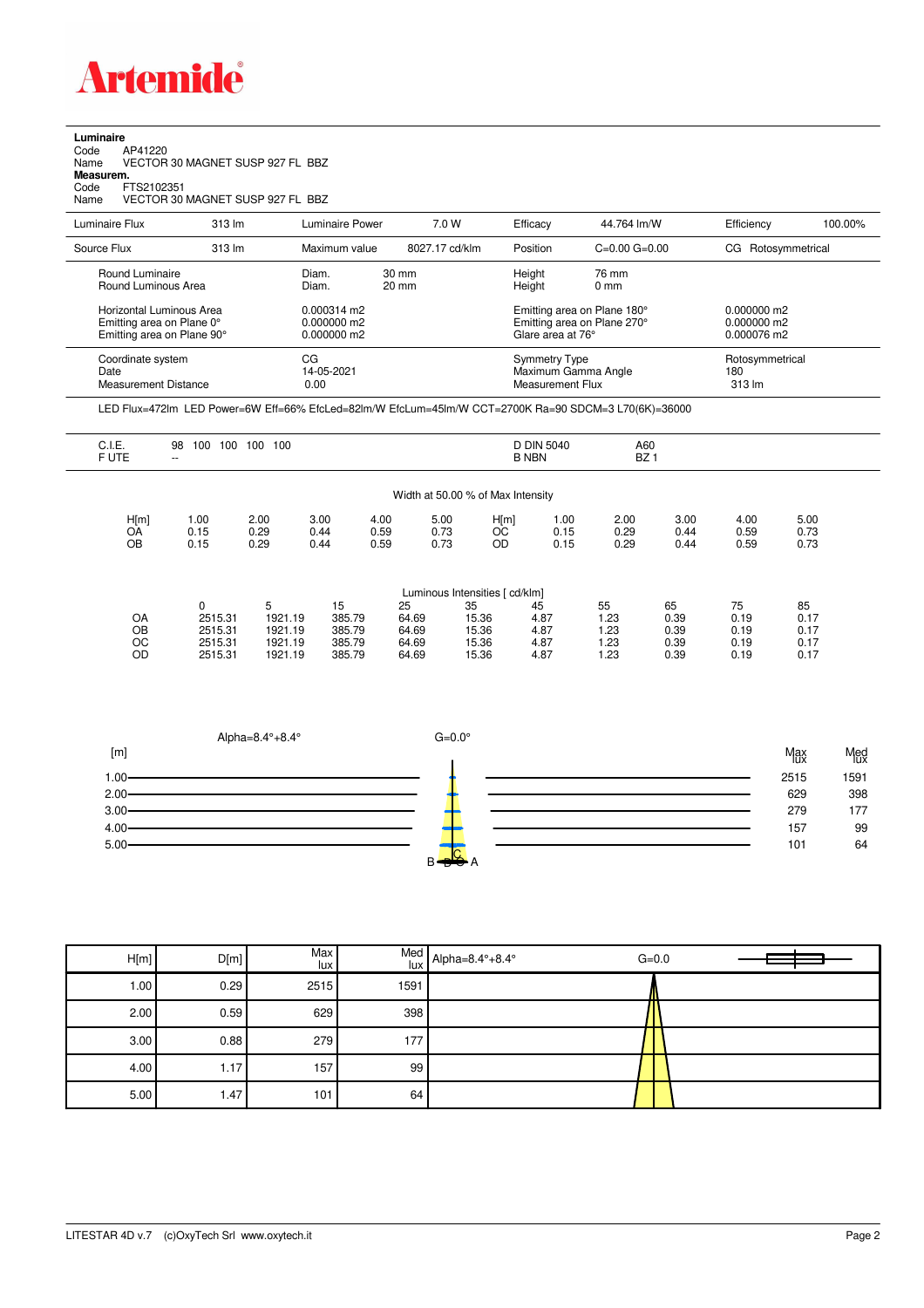Artemide

**Luminaire**
Code AP41220
Name VECTOR 30 MAGNET SUSP 927 FL BBZ
**Measurem.**
Code FTS2102351
Name VECTOR 30 MAGNET SUSP 927 FL BBZ

| | | | | | | | |
|---|---|---|---|---|---|---|---|
| Luminaire Flux | 313 lm | Luminaire Power | 7.0 W | Efficacy | 44.764 lm/W | Efficiency | 100.00% |
| Source Flux | 313 lm | Maximum value | 8027.17 cd/klm | Position | C=0.00 G=0.00 | CG Rotosymmetrical | |

| | | | | | | |
|---|---|---|---|---|---|---|
| Round Luminaire | Diam. | 30 mm | Height | 76 mm | | |
| Round Luminous Area | Diam. | 20 mm | Height | 0 mm | | |
| Horizontal Luminous Area | 0.000314 m2 | | Emitting area on Plane 180° | | 0.000000 m2 | |
| Emitting area on Plane 0° | 0.000000 m2 | | Emitting area on Plane 270° | | 0.000000 m2 | |
| Emitting area on Plane 90° | 0.000000 m2 | | Glare area at 76° | | 0.000076 m2 | |

| | | | |
|---|---|---|---|
| Coordinate system | CG | Symmetry Type | Rotosymmetrical |
| Date | 14-05-2021 | Maximum Gamma Angle | 180 |
| Measurement Distance | 0.00 | Measurement Flux | 313 lm |

LED Flux=472lm LED Power=6W Eff=66% EfcLed=82lm/W EfcLum=45lm/W CCT=2700K Ra=90 SDCM=3 L70(6K)=36000

| | | | |
|---|---|---|---|
| C.I.E. | 98 100 100 100 100 | D DIN 5040 | A60 |
| F UTE | -- | B NBN | BZ 1 |

Width at 50.00 % of Max Intensity

| H[m] | 1.00 | 2.00 | 3.00 | 4.00 | 5.00 | H[m] | 1.00 | 2.00 | 3.00 | 4.00 | 5.00 |
|---|---|---|---|---|---|---|---|---|---|---|---|
| OA | 0.15 | 0.29 | 0.44 | 0.59 | 0.73 | OC | 0.15 | 0.29 | 0.44 | 0.59 | 0.73 |
| OB | 0.15 | 0.29 | 0.44 | 0.59 | 0.73 | OD | 0.15 | 0.29 | 0.44 | 0.59 | 0.73 |

Luminous Intensities [ cd/klm]

| | 0 | 5 | 15 | 25 | 35 | 45 | 55 | 65 | 75 | 85 |
|---|---|---|---|---|---|---|---|---|---|---|
| OA | 2515.31 | 1921.19 | 385.79 | 64.69 | 15.36 | 4.87 | 1.23 | 0.39 | 0.19 | 0.17 |
| OB | 2515.31 | 1921.19 | 385.79 | 64.69 | 15.36 | 4.87 | 1.23 | 0.39 | 0.19 | 0.17 |
| OC | 2515.31 | 1921.19 | 385.79 | 64.69 | 15.36 | 4.87 | 1.23 | 0.39 | 0.19 | 0.17 |
| OD | 2515.31 | 1921.19 | 385.79 | 64.69 | 15.36 | 4.87 | 1.23 | 0.39 | 0.19 | 0.17 |

Alpha=8.4°+8.4°
G=0.0°
[m]
Max lux
Med lux
1.00 2515 1591
2.00 629 398
3.00 279 177
4.00 157 99
5.00 101 64
B D C A

| H[m] | D[m] | Max lux | Med lux | Alpha=8.4°+8.4° G=0.0 |
|---|---|---|---|---|
| 1.00 | 0.29 | 2515 | 1591 | |
| 2.00 | 0.59 | 629 | 398 | |
| 3.00 | 0.88 | 279 | 177 | |
| 4.00 | 1.17 | 157 | 99 | |
| 5.00 | 1.47 | 101 | 64 | |

LITESTAR 4D v.7 (c)OxyTech Srl www.oxytech.it